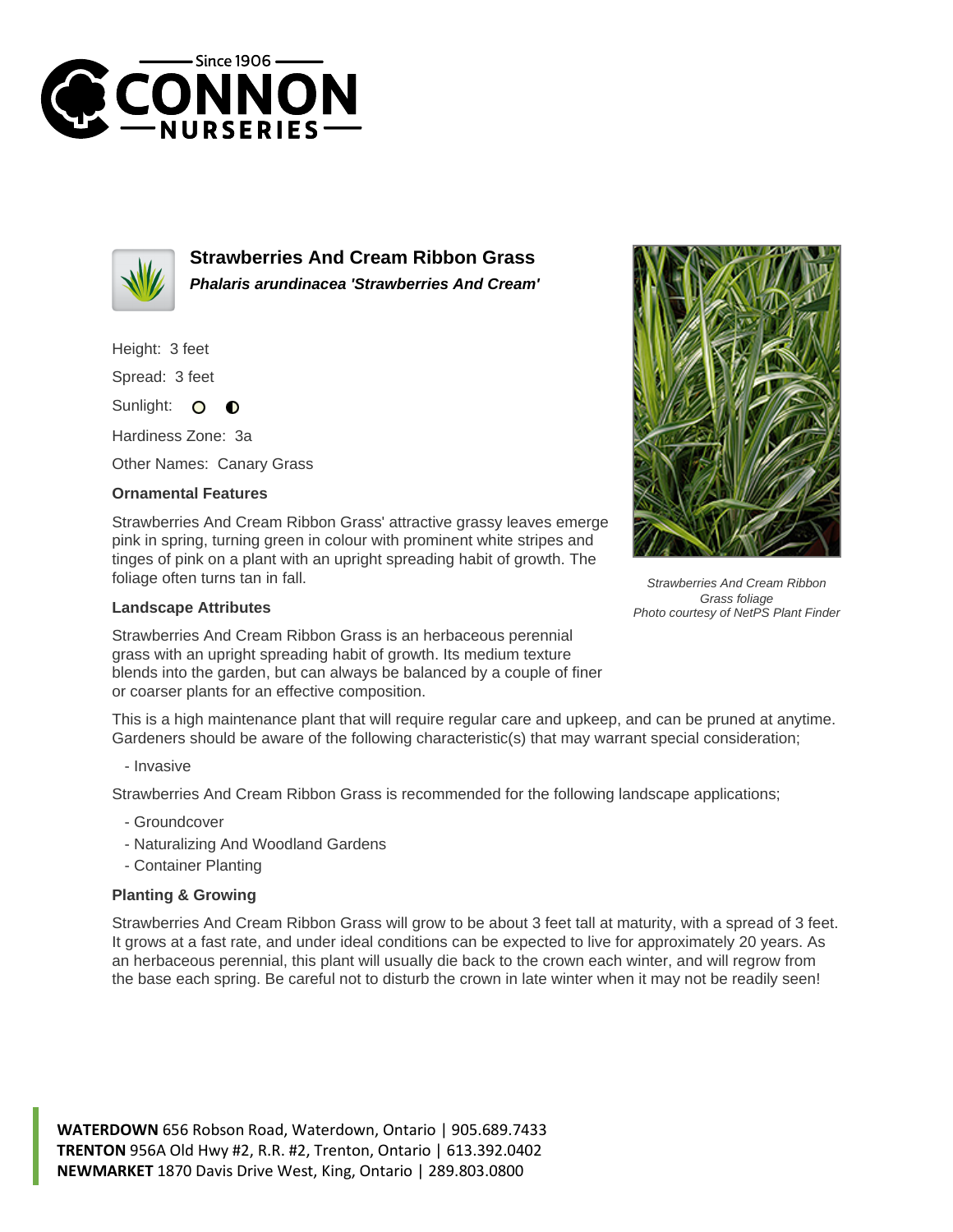## Strawberries And Cream Ribbon Grass

***Phalaris arundinacea 'Strawberries And Cream'***

Height: 3 feet

Spread: 3 feet

Sunlight:

Hardiness Zone: 3a

Other Names: Canary Grass

### Ornamental Features

Strawberries And Cream Ribbon Grass' attractive grassy leaves emerge pink in spring, turning green in colour with prominent white stripes and tinges of pink on a plant with an upright spreading habit of growth. The foliage often turns tan in fall.

*Strawberries And Cream Ribbon Grass foliage*
*Photo courtesy of NetPS Plant Finder*

### Landscape Attributes

Strawberries And Cream Ribbon Grass is an herbaceous perennial grass with an upright spreading habit of growth. Its medium texture blends into the garden, but can always be balanced by a couple of finer or coarser plants for an effective composition.

This is a high maintenance plant that will require regular care and upkeep, and can be pruned at anytime. Gardeners should be aware of the following characteristic(s) that may warrant special consideration;

- Invasive

Strawberries And Cream Ribbon Grass is recommended for the following landscape applications;

- Groundcover
- Naturalizing And Woodland Gardens
- Container Planting

### Planting & Growing

Strawberries And Cream Ribbon Grass will grow to be about 3 feet tall at maturity, with a spread of 3 feet. It grows at a fast rate, and under ideal conditions can be expected to live for approximately 20 years. As an herbaceous perennial, this plant will usually die back to the crown each winter, and will regrow from the base each spring. Be careful not to disturb the crown in late winter when it may not be readily seen!

**WATERDOWN** 656 Robson Road, Waterdown, Ontario | 905.689.7433
**TRENTON** 956A Old Hwy #2, R.R. #2, Trenton, Ontario | 613.392.0402
**NEWMARKET** 1870 Davis Drive West, King, Ontario | 289.803.0800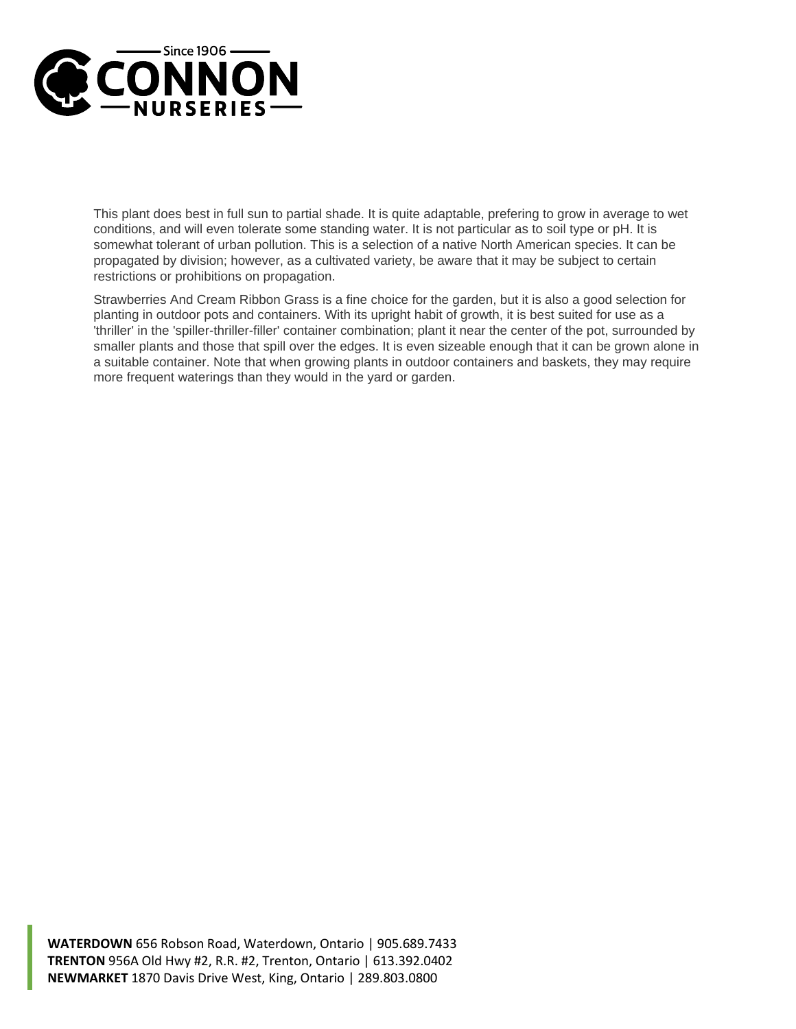This plant does best in full sun to partial shade. It is quite adaptable, prefering to grow in average to wet conditions, and will even tolerate some standing water. It is not particular as to soil type or pH. It is somewhat tolerant of urban pollution. This is a selection of a native North American species. It can be propagated by division; however, as a cultivated variety, be aware that it may be subject to certain restrictions or prohibitions on propagation.

Strawberries And Cream Ribbon Grass is a fine choice for the garden, but it is also a good selection for planting in outdoor pots and containers. With its upright habit of growth, it is best suited for use as a 'thriller' in the 'spiller-thriller-filler' container combination; plant it near the center of the pot, surrounded by smaller plants and those that spill over the edges. It is even sizeable enough that it can be grown alone in a suitable container. Note that when growing plants in outdoor containers and baskets, they may require more frequent waterings than they would in the yard or garden.